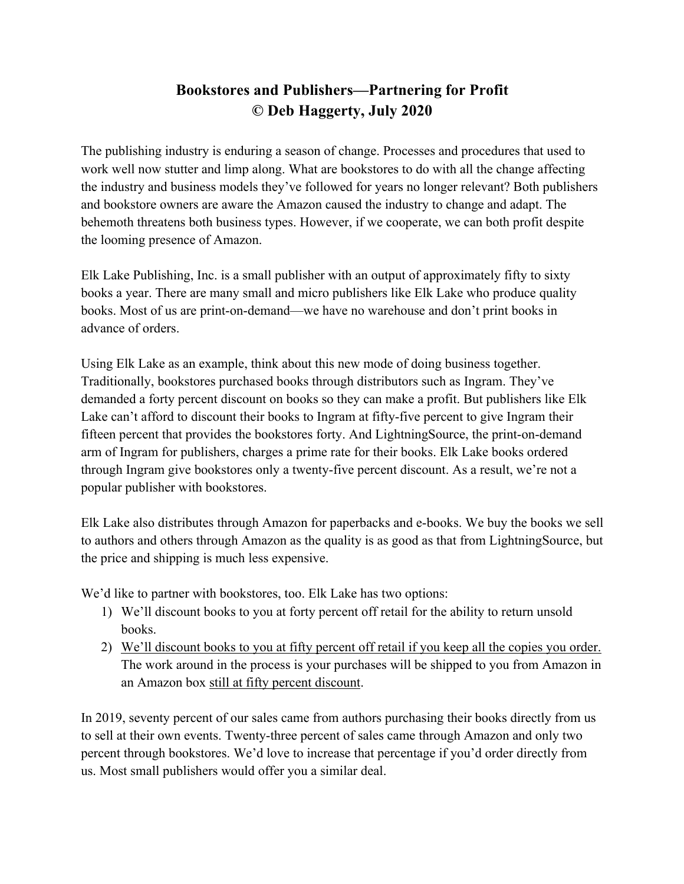# Bookstores and Publishers—Partnering for Profit
# © Deb Haggerty, July 2020

The publishing industry is enduring a season of change. Processes and procedures that used to work well now stutter and limp along. What are bookstores to do with all the change affecting the industry and business models they've followed for years no longer relevant? Both publishers and bookstore owners are aware the Amazon caused the industry to change and adapt. The behemoth threatens both business types. However, if we cooperate, we can both profit despite the looming presence of Amazon.

Elk Lake Publishing, Inc. is a small publisher with an output of approximately fifty to sixty books a year. There are many small and micro publishers like Elk Lake who produce quality books. Most of us are print-on-demand—we have no warehouse and don't print books in advance of orders.

Using Elk Lake as an example, think about this new mode of doing business together. Traditionally, bookstores purchased books through distributors such as Ingram. They've demanded a forty percent discount on books so they can make a profit. But publishers like Elk Lake can't afford to discount their books to Ingram at fifty-five percent to give Ingram their fifteen percent that provides the bookstores forty. And LightningSource, the print-on-demand arm of Ingram for publishers, charges a prime rate for their books. Elk Lake books ordered through Ingram give bookstores only a twenty-five percent discount. As a result, we're not a popular publisher with bookstores.

Elk Lake also distributes through Amazon for paperbacks and e-books. We buy the books we sell to authors and others through Amazon as the quality is as good as that from LightningSource, but the price and shipping is much less expensive.

We'd like to partner with bookstores, too. Elk Lake has two options:

1) We'll discount books to you at forty percent off retail for the ability to return unsold books.
2) <u>We'll discount books to you at fifty percent off retail if you keep all the copies you order.</u> The work around in the process is your purchases will be shipped to you from Amazon in an Amazon box <u>still at fifty percent discount</u>.

In 2019, seventy percent of our sales came from authors purchasing their books directly from us to sell at their own events. Twenty-three percent of sales came through Amazon and only two percent through bookstores. We'd love to increase that percentage if you'd order directly from us. Most small publishers would offer you a similar deal.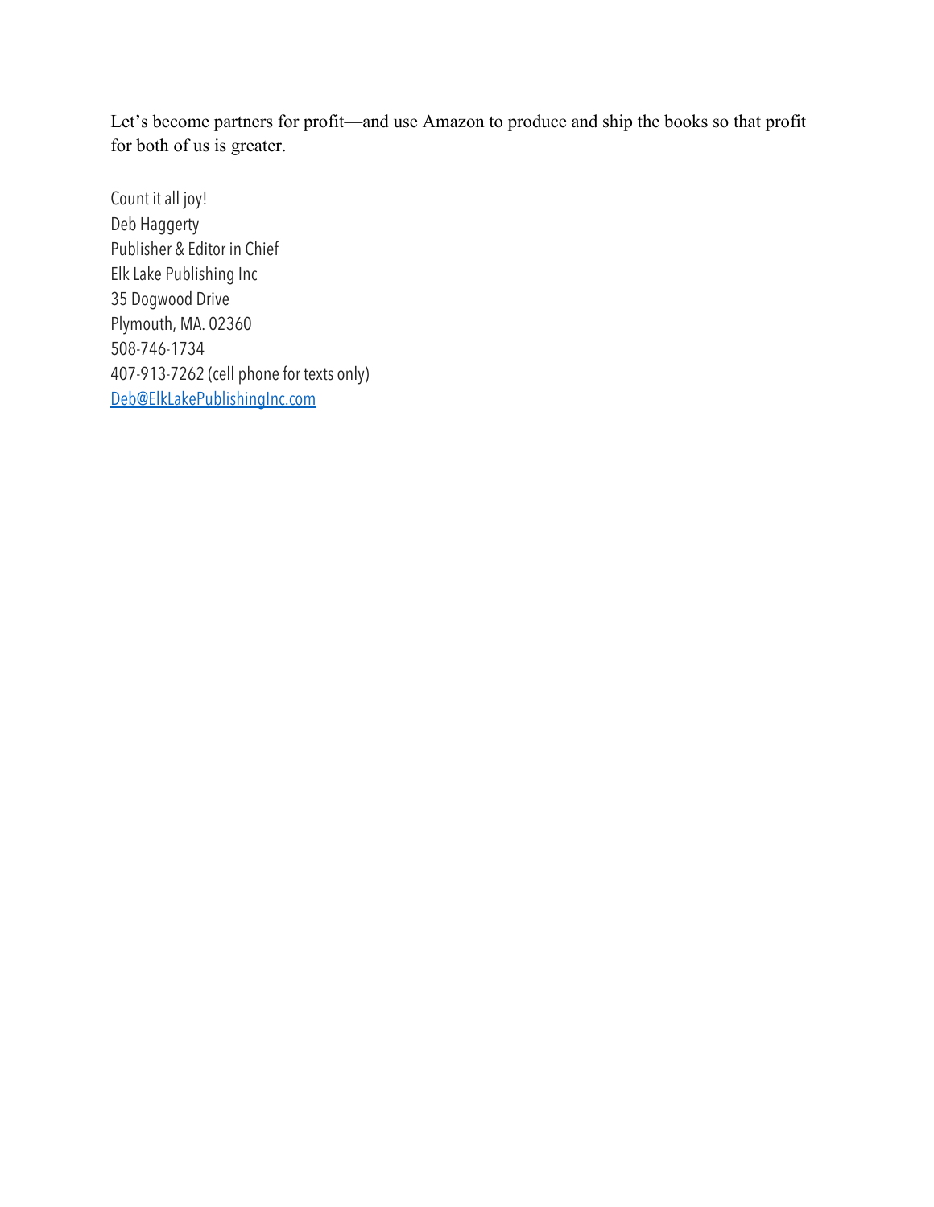Let's become partners for profit—and use Amazon to produce and ship the books so that profit for both of us is greater.

Count it all joy!  
Deb Haggerty  
Publisher & Editor in Chief  
Elk Lake Publishing Inc  
35 Dogwood Drive  
Plymouth, MA. 02360  
508-746-1734  
407-913-7262 (cell phone for texts only)  
Deb@ElkLakePublishingInc.com